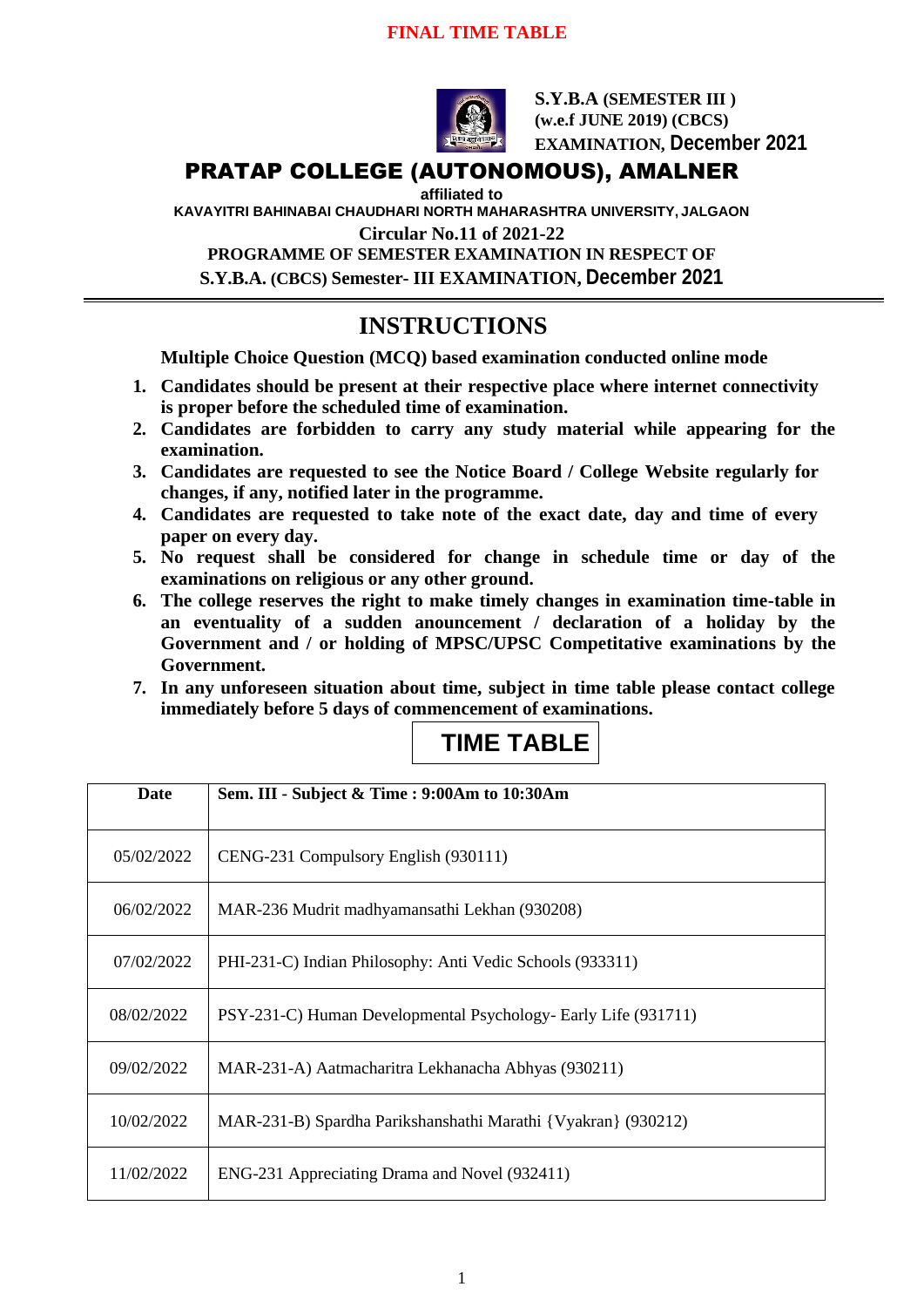**FINAL TIME TABLE**

**S.Y.B.A (SEMESTER III )**
**(w.e.f JUNE 2019) (CBCS)**
**EXAMINATION, December 2021**

# PRATAP COLLEGE (AUTONOMOUS), AMALNER

**affiliated to**

**KAVAYITRI BAHINABAI CHAUDHARI NORTH MAHARASHTRA UNIVERSITY, JALGAON**

**Circular No.11 of 2021-22**

**PROGRAMME OF SEMESTER EXAMINATION IN RESPECT OF**

**S.Y.B.A. (CBCS) Semester- III EXAMINATION, December 2021**

## INSTRUCTIONS

**Multiple Choice Question (MCQ) based examination conducted online mode**

1. **Candidates should be present at their respective place where internet connectivity is proper before the scheduled time of examination.**
2. **Candidates are forbidden to carry any study material while appearing for the examination.**
3. **Candidates are requested to see the Notice Board / College Website regularly for changes, if any, notified later in the programme.**
4. **Candidates are requested to take note of the exact date, day and time of every paper on every day.**
5. **No request shall be considered for change in schedule time or day of the examinations on religious or any other ground.**
6. **The college reserves the right to make timely changes in examination time-table in an eventuality of a sudden anouncement / declaration of a holiday by the Government and / or holding of MPSC/UPSC Competitative examinations by the Government.**
7. **In any unforeseen situation about time, subject in time table please contact college immediately before 5 days of commencement of examinations.**

## TIME TABLE

| Date | Sem. III - Subject & Time : 9:00Am to 10:30Am |
|---|---|
| 05/02/2022 | CENG-231 Compulsory English (930111) |
| 06/02/2022 | MAR-236 Mudrit madhyamansathi Lekhan (930208) |
| 07/02/2022 | PHI-231-C) Indian Philosophy: Anti Vedic Schools (933311) |
| 08/02/2022 | PSY-231-C) Human Developmental Psychology- Early Life (931711) |
| 09/02/2022 | MAR-231-A) Aatmacharitra Lekhanacha Abhyas (930211) |
| 10/02/2022 | MAR-231-B) Spardha Parikshanshathi Marathi {Vyakran} (930212) |
| 11/02/2022 | ENG-231 Appreciating Drama and Novel (932411) |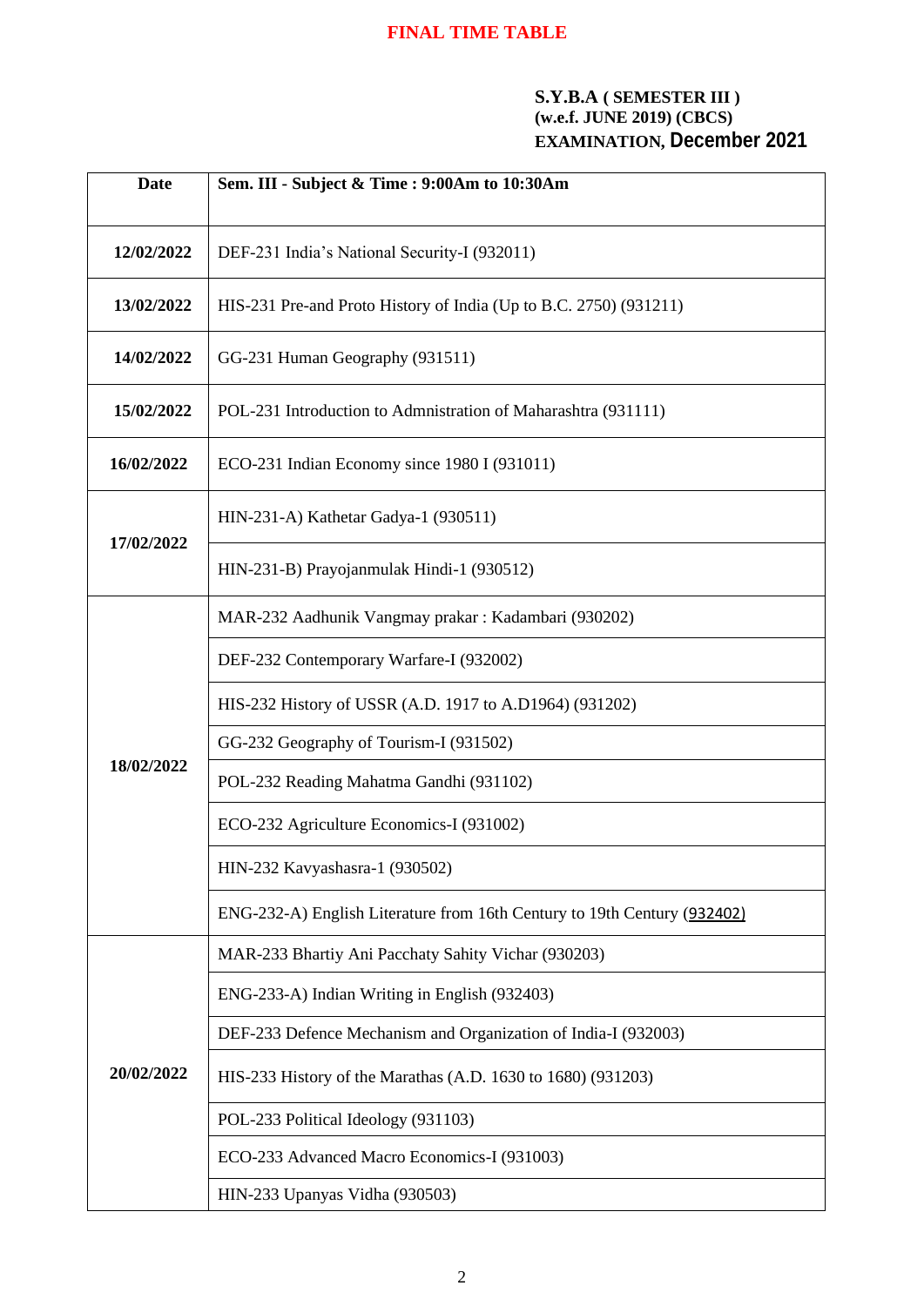**FINAL TIME TABLE**

**S.Y.B.A ( SEMESTER III )**
**(w.e.f. JUNE 2019) (CBCS)**
**EXAMINATION, December 2021**

| Date | Sem. III - Subject & Time : 9:00Am to 10:30Am |
|---|---|
| 12/02/2022 | DEF-231 India's National Security-I (932011) |
| 13/02/2022 | HIS-231 Pre-and Proto History of India (Up to B.C. 2750) (931211) |
| 14/02/2022 | GG-231 Human Geography (931511) |
| 15/02/2022 | POL-231 Introduction to Admnistration of Maharashtra (931111) |
| 16/02/2022 | ECO-231 Indian Economy since 1980 I (931011) |
| 17/02/2022 | HIN-231-A) Kathetar Gadya-1 (930511) |
| | HIN-231-B) Prayojanmulak Hindi-1 (930512) |
| 18/02/2022 | MAR-232 Aadhunik Vangmay prakar : Kadambari (930202) |
| | DEF-232 Contemporary Warfare-I (932002) |
| | HIS-232 History of USSR (A.D. 1917 to A.D1964) (931202) |
| | GG-232 Geography of Tourism-I (931502) |
| | POL-232 Reading Mahatma Gandhi (931102) |
| | ECO-232 Agriculture Economics-I (931002) |
| | HIN-232 Kavyashasra-1 (930502) |
| | ENG-232-A) English Literature from 16th Century to 19th Century (932402) |
| 20/02/2022 | MAR-233 Bhartiy Ani Pacchaty Sahity Vichar (930203) |
| | ENG-233-A) Indian Writing in English (932403) |
| | DEF-233 Defence Mechanism and Organization of India-I (932003) |
| | HIS-233 History of the Marathas (A.D. 1630 to 1680) (931203) |
| | POL-233 Political Ideology (931103) |
| | ECO-233 Advanced Macro Economics-I (931003) |
| | HIN-233 Upanyas Vidha (930503) |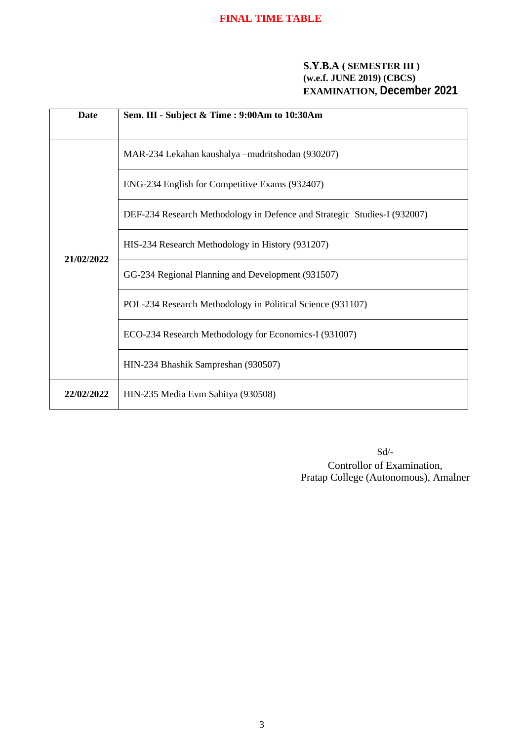# FINAL TIME TABLE

**S.Y.B.A ( SEMESTER III )**
**(w.e.f. JUNE 2019) (CBCS)**
**EXAMINATION, December 2021**

| Date | Sem. III - Subject & Time : 9:00Am to 10:30Am |
|---|---|
| 21/02/2022 | MAR-234 Lekahan kaushalya –mudritshodan (930207) |
| | ENG-234 English for Competitive Exams (932407) |
| | DEF-234 Research Methodology in Defence and Strategic Studies-I (932007) |
| | HIS-234 Research Methodology in History (931207) |
| | GG-234 Regional Planning and Development (931507) |
| | POL-234 Research Methodology in Political Science (931107) |
| | ECO-234 Research Methodology for Economics-I (931007) |
| | HIN-234 Bhashik Sampreshan (930507) |
| 22/02/2022 | HIN-235 Media Evm Sahitya (930508) |

Sd/-
Controllor of Examination,
Pratap College (Autonomous), Amalner